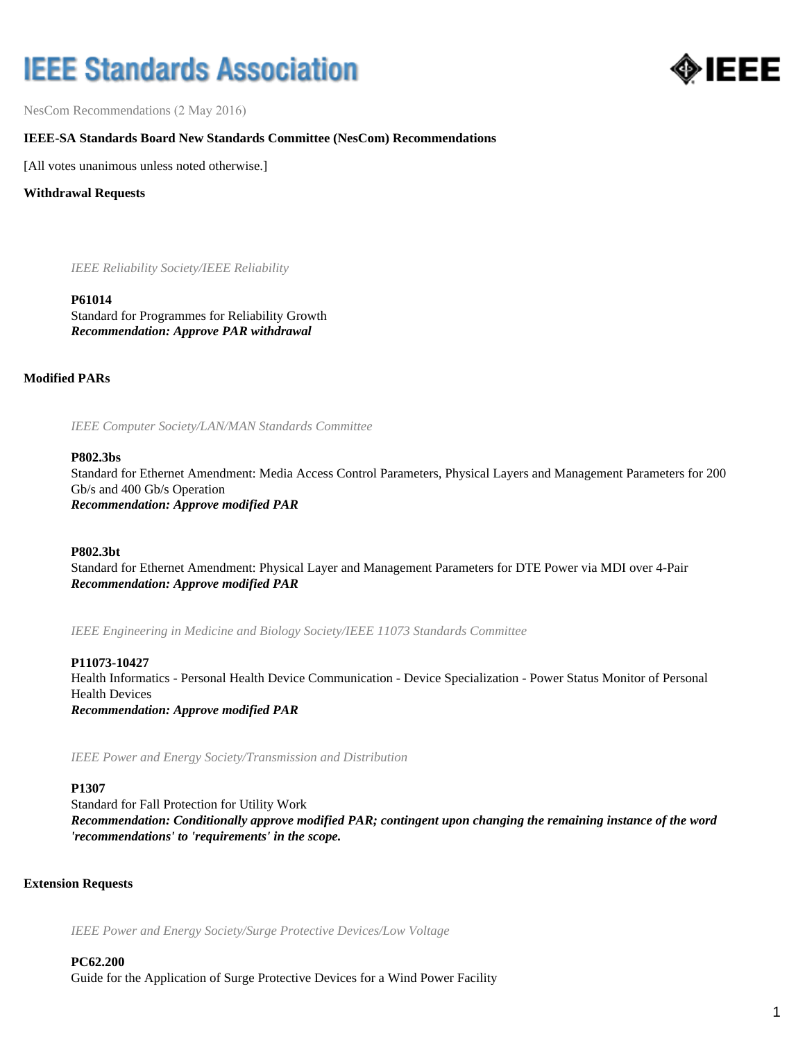# IEEE Standards Association

NesCom Recommendations (2 May 2016)

**IEEE-SA Standards Board New Standards Committee (NesCom) Recommendations**

[All votes unanimous unless noted otherwise.]

**Withdrawal Requests**

*IEEE Reliability Society/IEEE Reliability*

**P61014**
Standard for Programmes for Reliability Growth
***Recommendation: Approve PAR withdrawal***

**Modified PARs**

*IEEE Computer Society/LAN/MAN Standards Committee*

**P802.3bs**
Standard for Ethernet Amendment: Media Access Control Parameters, Physical Layers and Management Parameters for 200 Gb/s and 400 Gb/s Operation
***Recommendation: Approve modified PAR***

**P802.3bt**
Standard for Ethernet Amendment: Physical Layer and Management Parameters for DTE Power via MDI over 4-Pair
***Recommendation: Approve modified PAR***

*IEEE Engineering in Medicine and Biology Society/IEEE 11073 Standards Committee*

**P11073-10427**
Health Informatics - Personal Health Device Communication - Device Specialization - Power Status Monitor of Personal Health Devices
***Recommendation: Approve modified PAR***

*IEEE Power and Energy Society/Transmission and Distribution*

**P1307**
Standard for Fall Protection for Utility Work
***Recommendation: Conditionally approve modified PAR; contingent upon changing the remaining instance of the word 'recommendations' to 'requirements' in the scope.***

**Extension Requests**

*IEEE Power and Energy Society/Surge Protective Devices/Low Voltage*

**PC62.200**
Guide for the Application of Surge Protective Devices for a Wind Power Facility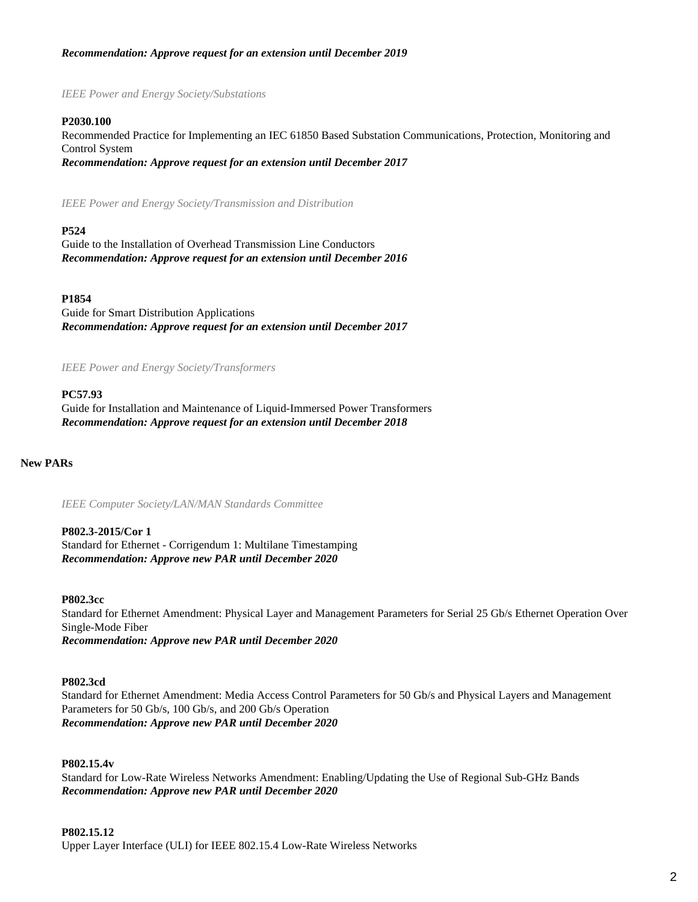***Recommendation: Approve request for an extension until December 2019***

*IEEE Power and Energy Society/Substations*

**P2030.100**
Recommended Practice for Implementing an IEC 61850 Based Substation Communications, Protection, Monitoring and Control System
***Recommendation: Approve request for an extension until December 2017***

*IEEE Power and Energy Society/Transmission and Distribution*

**P524**
Guide to the Installation of Overhead Transmission Line Conductors
***Recommendation: Approve request for an extension until December 2016***

**P1854**
Guide for Smart Distribution Applications
***Recommendation: Approve request for an extension until December 2017***

*IEEE Power and Energy Society/Transformers*

**PC57.93**
Guide for Installation and Maintenance of Liquid-Immersed Power Transformers
***Recommendation: Approve request for an extension until December 2018***

## New PARs

*IEEE Computer Society/LAN/MAN Standards Committee*

**P802.3-2015/Cor 1**
Standard for Ethernet - Corrigendum 1: Multilane Timestamping
***Recommendation: Approve new PAR until December 2020***

**P802.3cc**
Standard for Ethernet Amendment: Physical Layer and Management Parameters for Serial 25 Gb/s Ethernet Operation Over Single-Mode Fiber
***Recommendation: Approve new PAR until December 2020***

**P802.3cd**
Standard for Ethernet Amendment: Media Access Control Parameters for 50 Gb/s and Physical Layers and Management Parameters for 50 Gb/s, 100 Gb/s, and 200 Gb/s Operation
***Recommendation: Approve new PAR until December 2020***

**P802.15.4v**
Standard for Low-Rate Wireless Networks Amendment: Enabling/Updating the Use of Regional Sub-GHz Bands
***Recommendation: Approve new PAR until December 2020***

**P802.15.12**
Upper Layer Interface (ULI) for IEEE 802.15.4 Low-Rate Wireless Networks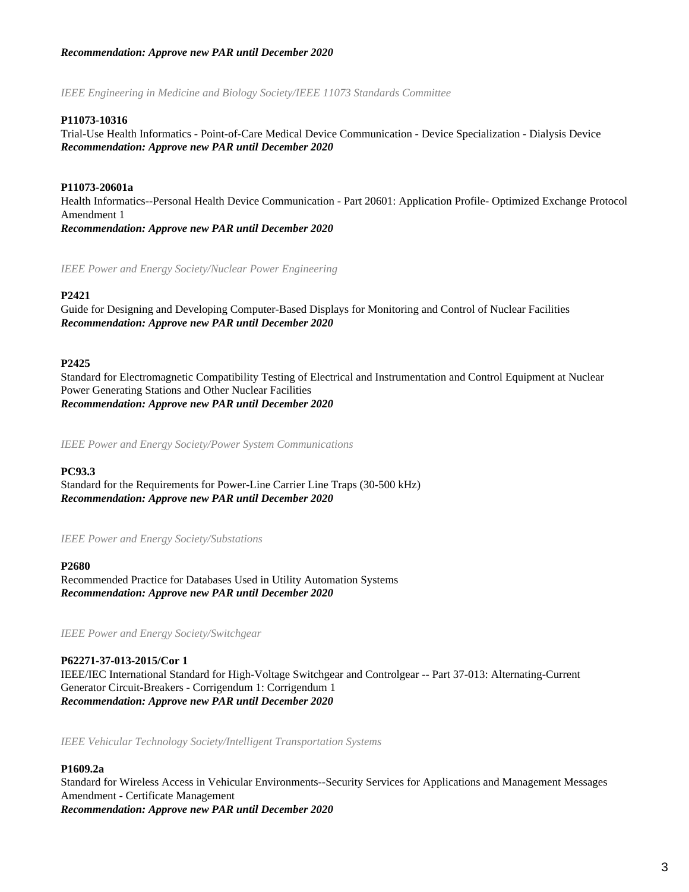***Recommendation: Approve new PAR until December 2020***

*IEEE Engineering in Medicine and Biology Society/IEEE 11073 Standards Committee*

**P11073-10316**
Trial-Use Health Informatics - Point-of-Care Medical Device Communication - Device Specialization - Dialysis Device
***Recommendation: Approve new PAR until December 2020***

**P11073-20601a**
Health Informatics--Personal Health Device Communication - Part 20601: Application Profile- Optimized Exchange Protocol Amendment 1
***Recommendation: Approve new PAR until December 2020***

*IEEE Power and Energy Society/Nuclear Power Engineering*

**P2421**
Guide for Designing and Developing Computer-Based Displays for Monitoring and Control of Nuclear Facilities
***Recommendation: Approve new PAR until December 2020***

**P2425**
Standard for Electromagnetic Compatibility Testing of Electrical and Instrumentation and Control Equipment at Nuclear Power Generating Stations and Other Nuclear Facilities
***Recommendation: Approve new PAR until December 2020***

*IEEE Power and Energy Society/Power System Communications*

**PC93.3**
Standard for the Requirements for Power-Line Carrier Line Traps (30-500 kHz)
***Recommendation: Approve new PAR until December 2020***

*IEEE Power and Energy Society/Substations*

**P2680**
Recommended Practice for Databases Used in Utility Automation Systems
***Recommendation: Approve new PAR until December 2020***

*IEEE Power and Energy Society/Switchgear*

**P62271-37-013-2015/Cor 1**
IEEE/IEC International Standard for High-Voltage Switchgear and Controlgear -- Part 37-013: Alternating-Current Generator Circuit-Breakers - Corrigendum 1: Corrigendum 1
***Recommendation: Approve new PAR until December 2020***

*IEEE Vehicular Technology Society/Intelligent Transportation Systems*

**P1609.2a**
Standard for Wireless Access in Vehicular Environments--Security Services for Applications and Management Messages Amendment - Certificate Management
***Recommendation: Approve new PAR until December 2020***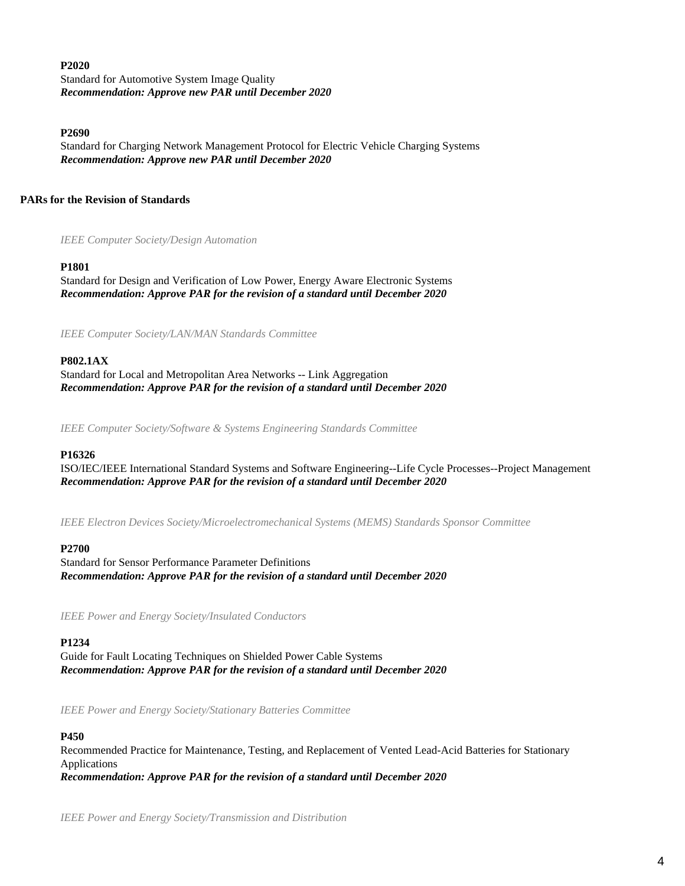**P2020**
Standard for Automotive System Image Quality
***Recommendation: Approve new PAR until December 2020***

**P2690**
Standard for Charging Network Management Protocol for Electric Vehicle Charging Systems
***Recommendation: Approve new PAR until December 2020***

**PARs for the Revision of Standards**

*IEEE Computer Society/Design Automation*

**P1801**
Standard for Design and Verification of Low Power, Energy Aware Electronic Systems
***Recommendation: Approve PAR for the revision of a standard until December 2020***

*IEEE Computer Society/LAN/MAN Standards Committee*

**P802.1AX**
Standard for Local and Metropolitan Area Networks -- Link Aggregation
***Recommendation: Approve PAR for the revision of a standard until December 2020***

*IEEE Computer Society/Software & Systems Engineering Standards Committee*

**P16326**
ISO/IEC/IEEE International Standard Systems and Software Engineering--Life Cycle Processes--Project Management
***Recommendation: Approve PAR for the revision of a standard until December 2020***

*IEEE Electron Devices Society/Microelectromechanical Systems (MEMS) Standards Sponsor Committee*

**P2700**
Standard for Sensor Performance Parameter Definitions
***Recommendation: Approve PAR for the revision of a standard until December 2020***

*IEEE Power and Energy Society/Insulated Conductors*

**P1234**
Guide for Fault Locating Techniques on Shielded Power Cable Systems
***Recommendation: Approve PAR for the revision of a standard until December 2020***

*IEEE Power and Energy Society/Stationary Batteries Committee*

**P450**
Recommended Practice for Maintenance, Testing, and Replacement of Vented Lead-Acid Batteries for Stationary Applications
***Recommendation: Approve PAR for the revision of a standard until December 2020***

*IEEE Power and Energy Society/Transmission and Distribution*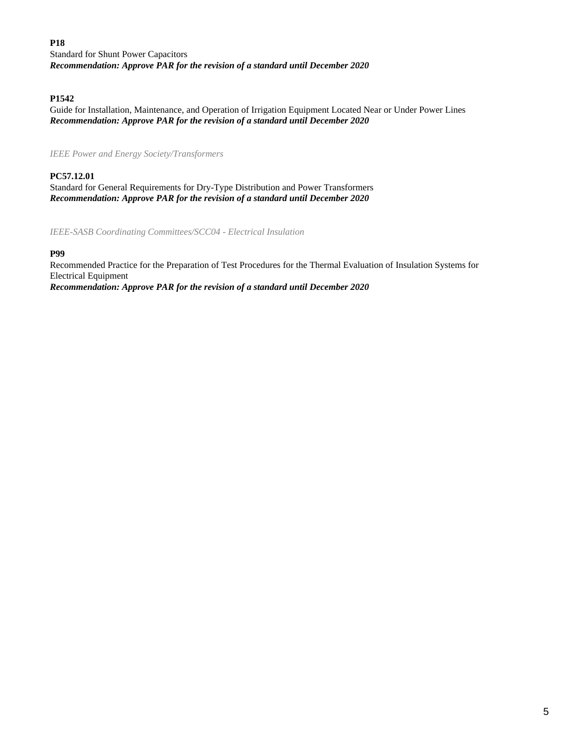**P18**
Standard for Shunt Power Capacitors
***Recommendation: Approve PAR for the revision of a standard until December 2020***

**P1542**
Guide for Installation, Maintenance, and Operation of Irrigation Equipment Located Near or Under Power Lines
***Recommendation: Approve PAR for the revision of a standard until December 2020***

*IEEE Power and Energy Society/Transformers*

**PC57.12.01**
Standard for General Requirements for Dry-Type Distribution and Power Transformers
***Recommendation: Approve PAR for the revision of a standard until December 2020***

*IEEE-SASB Coordinating Committees/SCC04 - Electrical Insulation*

**P99**
Recommended Practice for the Preparation of Test Procedures for the Thermal Evaluation of Insulation Systems for Electrical Equipment
***Recommendation: Approve PAR for the revision of a standard until December 2020***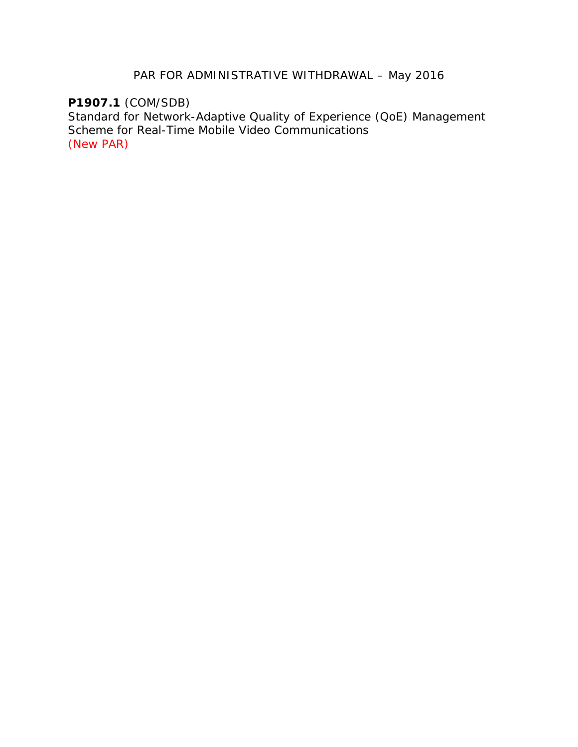PAR FOR ADMINISTRATIVE WITHDRAWAL – May 2016

**P1907.1** (COM/SDB)
Standard for Network-Adaptive Quality of Experience (QoE) Management Scheme for Real-Time Mobile Video Communications
(New PAR)